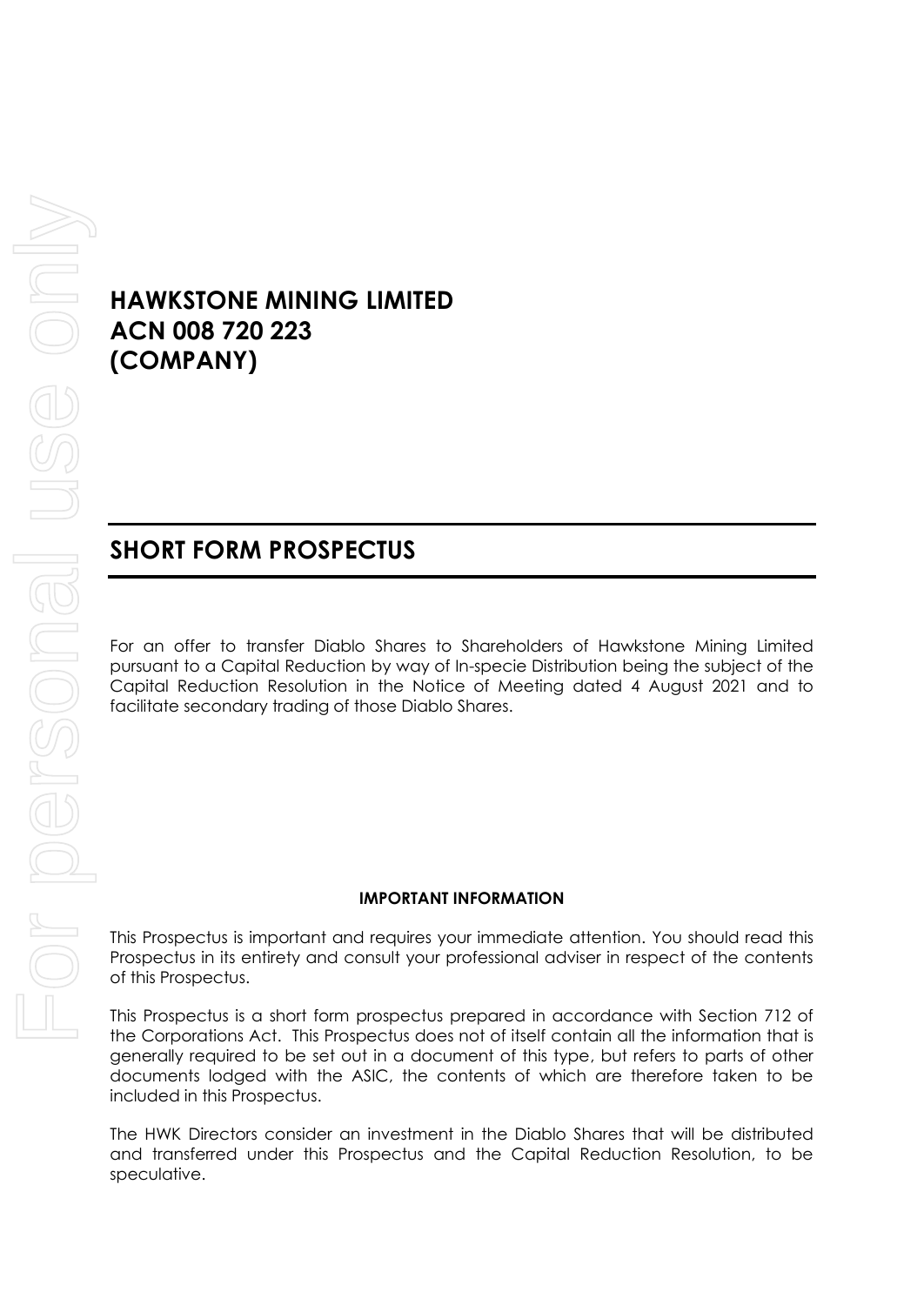# HAWKSTONE MINING LIMITED
# ACN 008 720 223
# (COMPANY)

## SHORT FORM PROSPECTUS

For an offer to transfer Diablo Shares to Shareholders of Hawkstone Mining Limited pursuant to a Capital Reduction by way of In-specie Distribution being the subject of the Capital Reduction Resolution in the Notice of Meeting dated 4 August 2021 and to facilitate secondary trading of those Diablo Shares.

**IMPORTANT INFORMATION**

This Prospectus is important and requires your immediate attention. You should read this Prospectus in its entirety and consult your professional adviser in respect of the contents of this Prospectus.

This Prospectus is a short form prospectus prepared in accordance with Section 712 of the Corporations Act. This Prospectus does not of itself contain all the information that is generally required to be set out in a document of this type, but refers to parts of other documents lodged with the ASIC, the contents of which are therefore taken to be included in this Prospectus.

The HWK Directors consider an investment in the Diablo Shares that will be distributed and transferred under this Prospectus and the Capital Reduction Resolution, to be speculative.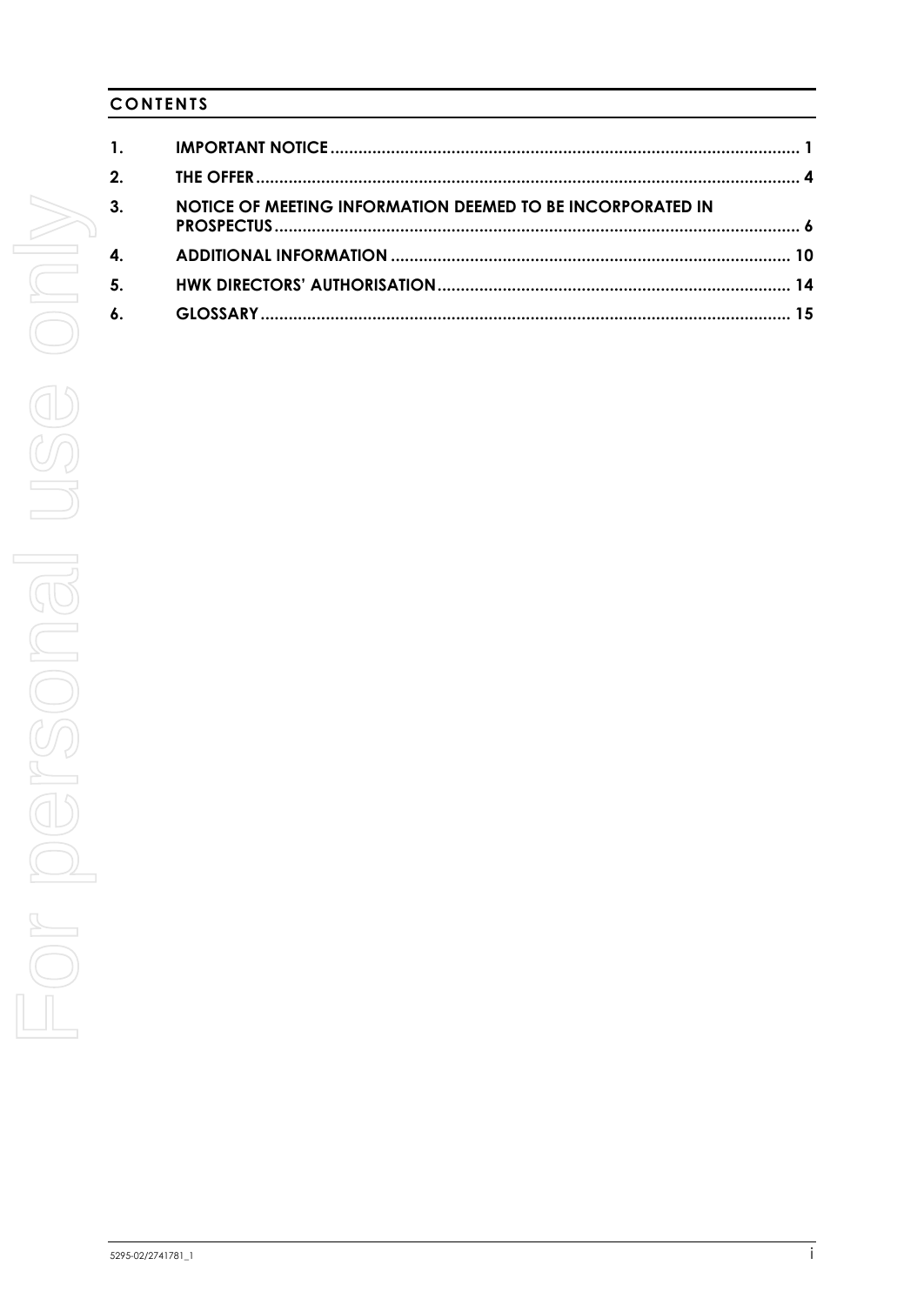## CONTENTS

| | | |
|---|---|---|
| 1. | IMPORTANT NOTICE | 1 |
| 2. | THE OFFER | 4 |
| 3. | NOTICE OF MEETING INFORMATION DEEMED TO BE INCORPORATED IN PROSPECTUS | 6 |
| 4. | ADDITIONAL INFORMATION | 10 |
| 5. | HWK DIRECTORS' AUTHORISATION | 14 |
| 6. | GLOSSARY | 15 |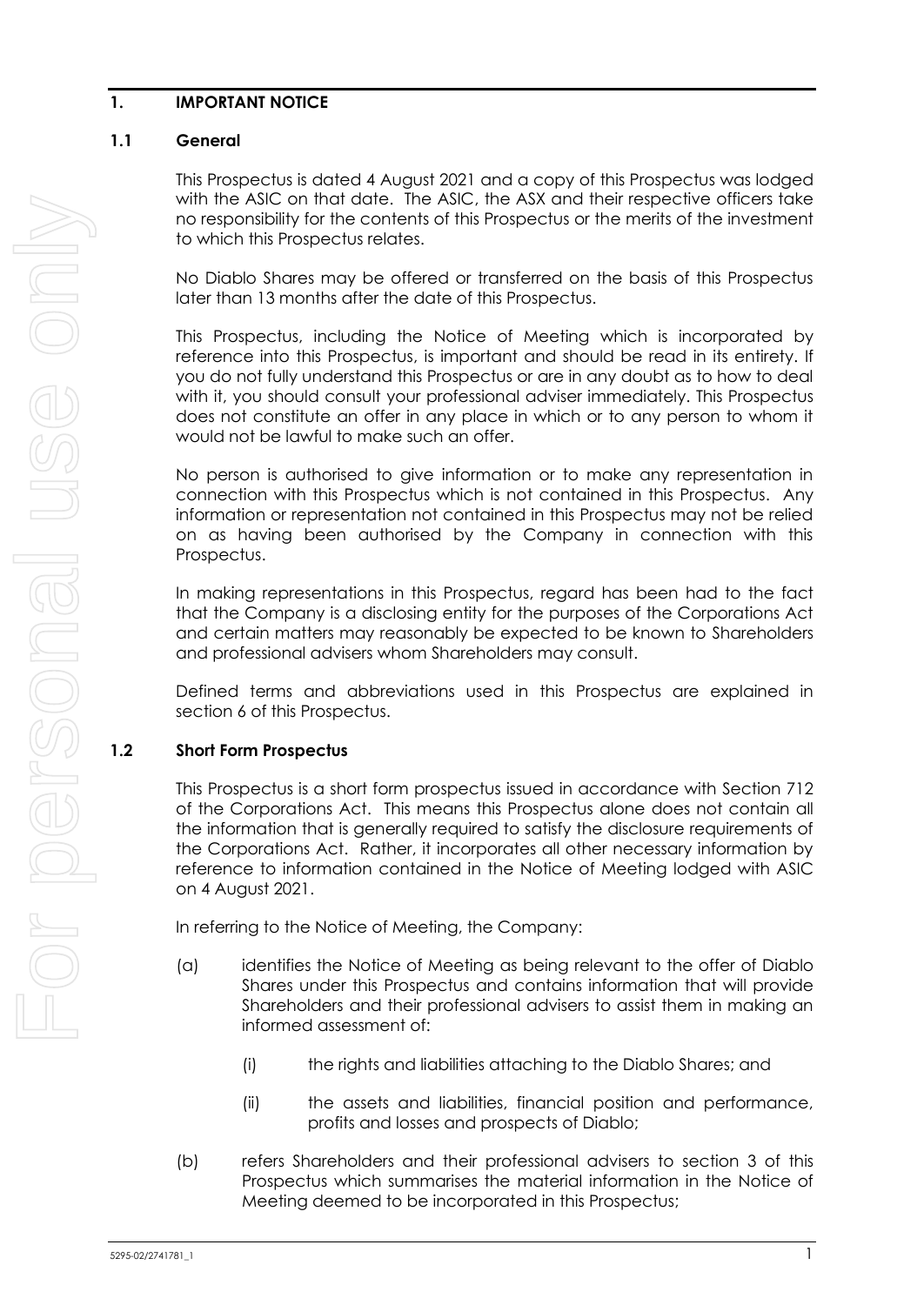## 1. IMPORTANT NOTICE

### 1.1 General

This Prospectus is dated 4 August 2021 and a copy of this Prospectus was lodged with the ASIC on that date. The ASIC, the ASX and their respective officers take no responsibility for the contents of this Prospectus or the merits of the investment to which this Prospectus relates.

No Diablo Shares may be offered or transferred on the basis of this Prospectus later than 13 months after the date of this Prospectus.

This Prospectus, including the Notice of Meeting which is incorporated by reference into this Prospectus, is important and should be read in its entirety. If you do not fully understand this Prospectus or are in any doubt as to how to deal with it, you should consult your professional adviser immediately. This Prospectus does not constitute an offer in any place in which or to any person to whom it would not be lawful to make such an offer.

No person is authorised to give information or to make any representation in connection with this Prospectus which is not contained in this Prospectus. Any information or representation not contained in this Prospectus may not be relied on as having been authorised by the Company in connection with this Prospectus.

In making representations in this Prospectus, regard has been had to the fact that the Company is a disclosing entity for the purposes of the Corporations Act and certain matters may reasonably be expected to be known to Shareholders and professional advisers whom Shareholders may consult.

Defined terms and abbreviations used in this Prospectus are explained in section 6 of this Prospectus.

### 1.2 Short Form Prospectus

This Prospectus is a short form prospectus issued in accordance with Section 712 of the Corporations Act. This means this Prospectus alone does not contain all the information that is generally required to satisfy the disclosure requirements of the Corporations Act. Rather, it incorporates all other necessary information by reference to information contained in the Notice of Meeting lodged with ASIC on 4 August 2021.

In referring to the Notice of Meeting, the Company:

(a) identifies the Notice of Meeting as being relevant to the offer of Diablo Shares under this Prospectus and contains information that will provide Shareholders and their professional advisers to assist them in making an informed assessment of:

  (i) the rights and liabilities attaching to the Diablo Shares; and

  (ii) the assets and liabilities, financial position and performance, profits and losses and prospects of Diablo;

(b) refers Shareholders and their professional advisers to section 3 of this Prospectus which summarises the material information in the Notice of Meeting deemed to be incorporated in this Prospectus;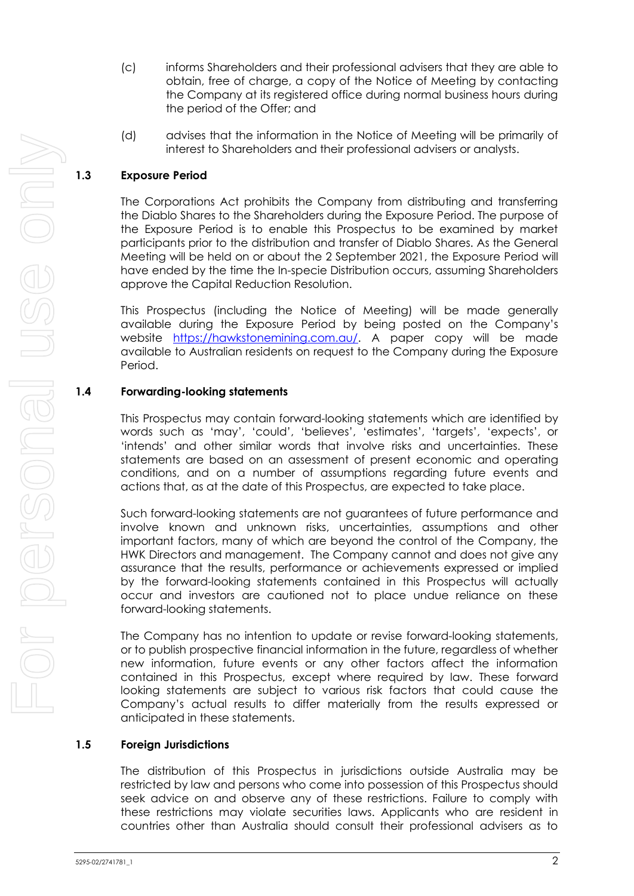(c) informs Shareholders and their professional advisers that they are able to obtain, free of charge, a copy of the Notice of Meeting by contacting the Company at its registered office during normal business hours during the period of the Offer; and

(d) advises that the information in the Notice of Meeting will be primarily of interest to Shareholders and their professional advisers or analysts.

### 1.3 Exposure Period

The Corporations Act prohibits the Company from distributing and transferring the Diablo Shares to the Shareholders during the Exposure Period. The purpose of the Exposure Period is to enable this Prospectus to be examined by market participants prior to the distribution and transfer of Diablo Shares. As the General Meeting will be held on or about the 2 September 2021, the Exposure Period will have ended by the time the In-specie Distribution occurs, assuming Shareholders approve the Capital Reduction Resolution.

This Prospectus (including the Notice of Meeting) will be made generally available during the Exposure Period by being posted on the Company's website https://hawkstonemining.com.au/. A paper copy will be made available to Australian residents on request to the Company during the Exposure Period.

### 1.4 Forwarding-looking statements

This Prospectus may contain forward-looking statements which are identified by words such as 'may', 'could', 'believes', 'estimates', 'targets', 'expects', or 'intends' and other similar words that involve risks and uncertainties. These statements are based on an assessment of present economic and operating conditions, and on a number of assumptions regarding future events and actions that, as at the date of this Prospectus, are expected to take place.

Such forward-looking statements are not guarantees of future performance and involve known and unknown risks, uncertainties, assumptions and other important factors, many of which are beyond the control of the Company, the HWK Directors and management. The Company cannot and does not give any assurance that the results, performance or achievements expressed or implied by the forward-looking statements contained in this Prospectus will actually occur and investors are cautioned not to place undue reliance on these forward-looking statements.

The Company has no intention to update or revise forward-looking statements, or to publish prospective financial information in the future, regardless of whether new information, future events or any other factors affect the information contained in this Prospectus, except where required by law. These forward looking statements are subject to various risk factors that could cause the Company's actual results to differ materially from the results expressed or anticipated in these statements.

### 1.5 Foreign Jurisdictions

The distribution of this Prospectus in jurisdictions outside Australia may be restricted by law and persons who come into possession of this Prospectus should seek advice on and observe any of these restrictions. Failure to comply with these restrictions may violate securities laws. Applicants who are resident in countries other than Australia should consult their professional advisers as to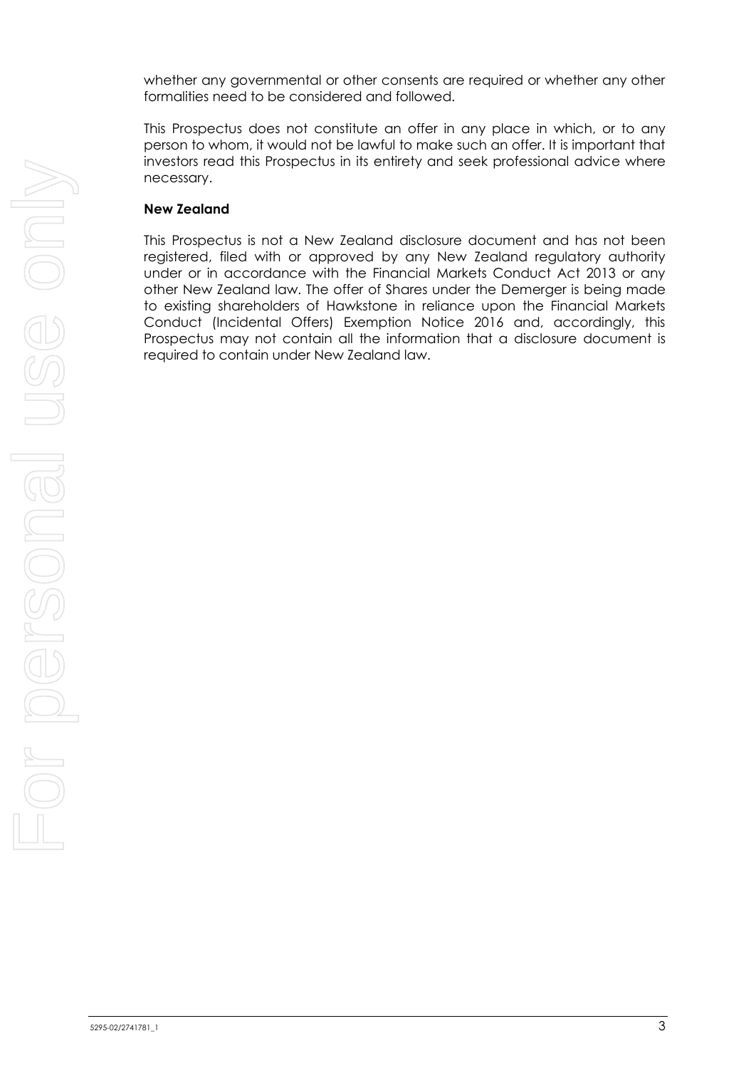whether any governmental or other consents are required or whether any other formalities need to be considered and followed.

This Prospectus does not constitute an offer in any place in which, or to any person to whom, it would not be lawful to make such an offer. It is important that investors read this Prospectus in its entirety and seek professional advice where necessary.

**New Zealand**

This Prospectus is not a New Zealand disclosure document and has not been registered, filed with or approved by any New Zealand regulatory authority under or in accordance with the Financial Markets Conduct Act 2013 or any other New Zealand law. The offer of Shares under the Demerger is being made to existing shareholders of Hawkstone in reliance upon the Financial Markets Conduct (Incidental Offers) Exemption Notice 2016 and, accordingly, this Prospectus may not contain all the information that a disclosure document is required to contain under New Zealand law.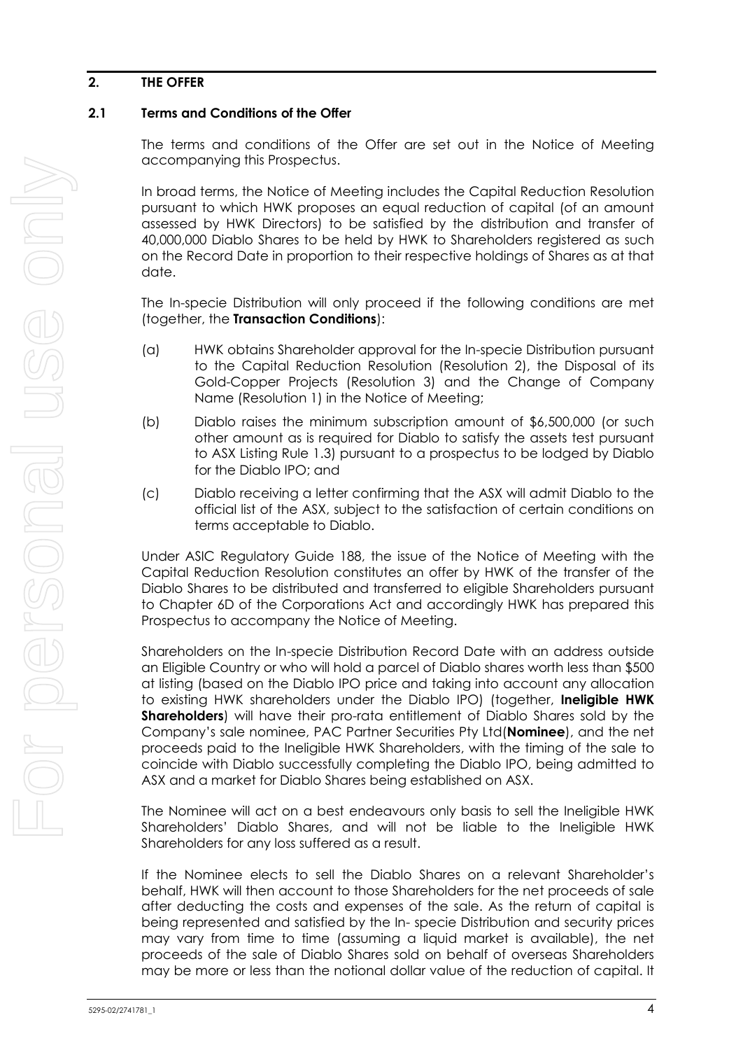## 2. THE OFFER

### 2.1 Terms and Conditions of the Offer

The terms and conditions of the Offer are set out in the Notice of Meeting accompanying this Prospectus.

In broad terms, the Notice of Meeting includes the Capital Reduction Resolution pursuant to which HWK proposes an equal reduction of capital (of an amount assessed by HWK Directors) to be satisfied by the distribution and transfer of 40,000,000 Diablo Shares to be held by HWK to Shareholders registered as such on the Record Date in proportion to their respective holdings of Shares as at that date.

The In-specie Distribution will only proceed if the following conditions are met (together, the **Transaction Conditions**):

(a) HWK obtains Shareholder approval for the In-specie Distribution pursuant to the Capital Reduction Resolution (Resolution 2), the Disposal of its Gold-Copper Projects (Resolution 3) and the Change of Company Name (Resolution 1) in the Notice of Meeting;

(b) Diablo raises the minimum subscription amount of $6,500,000 (or such other amount as is required for Diablo to satisfy the assets test pursuant to ASX Listing Rule 1.3) pursuant to a prospectus to be lodged by Diablo for the Diablo IPO; and

(c) Diablo receiving a letter confirming that the ASX will admit Diablo to the official list of the ASX, subject to the satisfaction of certain conditions on terms acceptable to Diablo.

Under ASIC Regulatory Guide 188, the issue of the Notice of Meeting with the Capital Reduction Resolution constitutes an offer by HWK of the transfer of the Diablo Shares to be distributed and transferred to eligible Shareholders pursuant to Chapter 6D of the Corporations Act and accordingly HWK has prepared this Prospectus to accompany the Notice of Meeting.

Shareholders on the In-specie Distribution Record Date with an address outside an Eligible Country or who will hold a parcel of Diablo shares worth less than $500 at listing (based on the Diablo IPO price and taking into account any allocation to existing HWK shareholders under the Diablo IPO) (together, **Ineligible HWK Shareholders**) will have their pro-rata entitlement of Diablo Shares sold by the Company's sale nominee, PAC Partner Securities Pty Ltd(**Nominee**), and the net proceeds paid to the Ineligible HWK Shareholders, with the timing of the sale to coincide with Diablo successfully completing the Diablo IPO, being admitted to ASX and a market for Diablo Shares being established on ASX.

The Nominee will act on a best endeavours only basis to sell the Ineligible HWK Shareholders' Diablo Shares, and will not be liable to the Ineligible HWK Shareholders for any loss suffered as a result.

If the Nominee elects to sell the Diablo Shares on a relevant Shareholder's behalf, HWK will then account to those Shareholders for the net proceeds of sale after deducting the costs and expenses of the sale. As the return of capital is being represented and satisfied by the In- specie Distribution and security prices may vary from time to time (assuming a liquid market is available), the net proceeds of the sale of Diablo Shares sold on behalf of overseas Shareholders may be more or less than the notional dollar value of the reduction of capital. It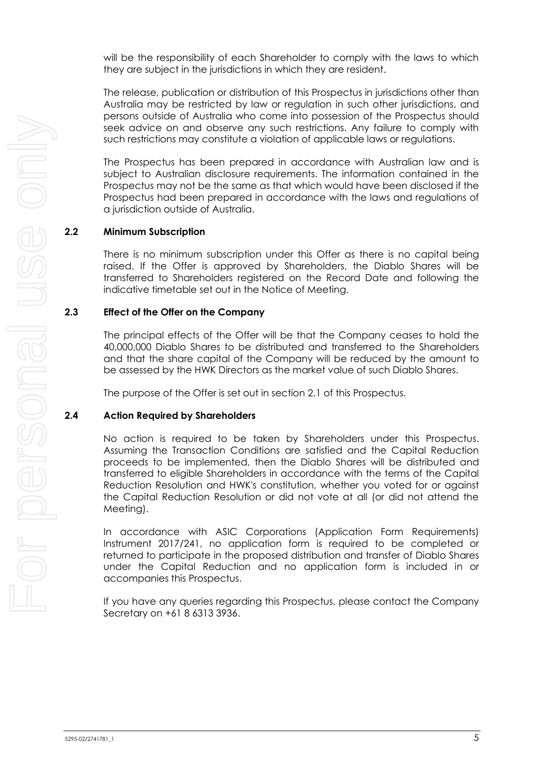will be the responsibility of each Shareholder to comply with the laws to which they are subject in the jurisdictions in which they are resident.

The release, publication or distribution of this Prospectus in jurisdictions other than Australia may be restricted by law or regulation in such other jurisdictions, and persons outside of Australia who come into possession of the Prospectus should seek advice on and observe any such restrictions. Any failure to comply with such restrictions may constitute a violation of applicable laws or regulations.

The Prospectus has been prepared in accordance with Australian law and is subject to Australian disclosure requirements. The information contained in the Prospectus may not be the same as that which would have been disclosed if the Prospectus had been prepared in accordance with the laws and regulations of a jurisdiction outside of Australia.

## 2.2 Minimum Subscription

There is no minimum subscription under this Offer as there is no capital being raised. If the Offer is approved by Shareholders, the Diablo Shares will be transferred to Shareholders registered on the Record Date and following the indicative timetable set out in the Notice of Meeting.

## 2.3 Effect of the Offer on the Company

The principal effects of the Offer will be that the Company ceases to hold the 40,000,000 Diablo Shares to be distributed and transferred to the Shareholders and that the share capital of the Company will be reduced by the amount to be assessed by the HWK Directors as the market value of such Diablo Shares.

The purpose of the Offer is set out in section 2.1 of this Prospectus.

## 2.4 Action Required by Shareholders

No action is required to be taken by Shareholders under this Prospectus. Assuming the Transaction Conditions are satisfied and the Capital Reduction proceeds to be implemented, then the Diablo Shares will be distributed and transferred to eligible Shareholders in accordance with the terms of the Capital Reduction Resolution and HWK's constitution, whether you voted for or against the Capital Reduction Resolution or did not vote at all (or did not attend the Meeting).

In accordance with ASIC Corporations (Application Form Requirements) Instrument 2017/241, no application form is required to be completed or returned to participate in the proposed distribution and transfer of Diablo Shares under the Capital Reduction and no application form is included in or accompanies this Prospectus.

If you have any queries regarding this Prospectus, please contact the Company Secretary on +61 8 6313 3936.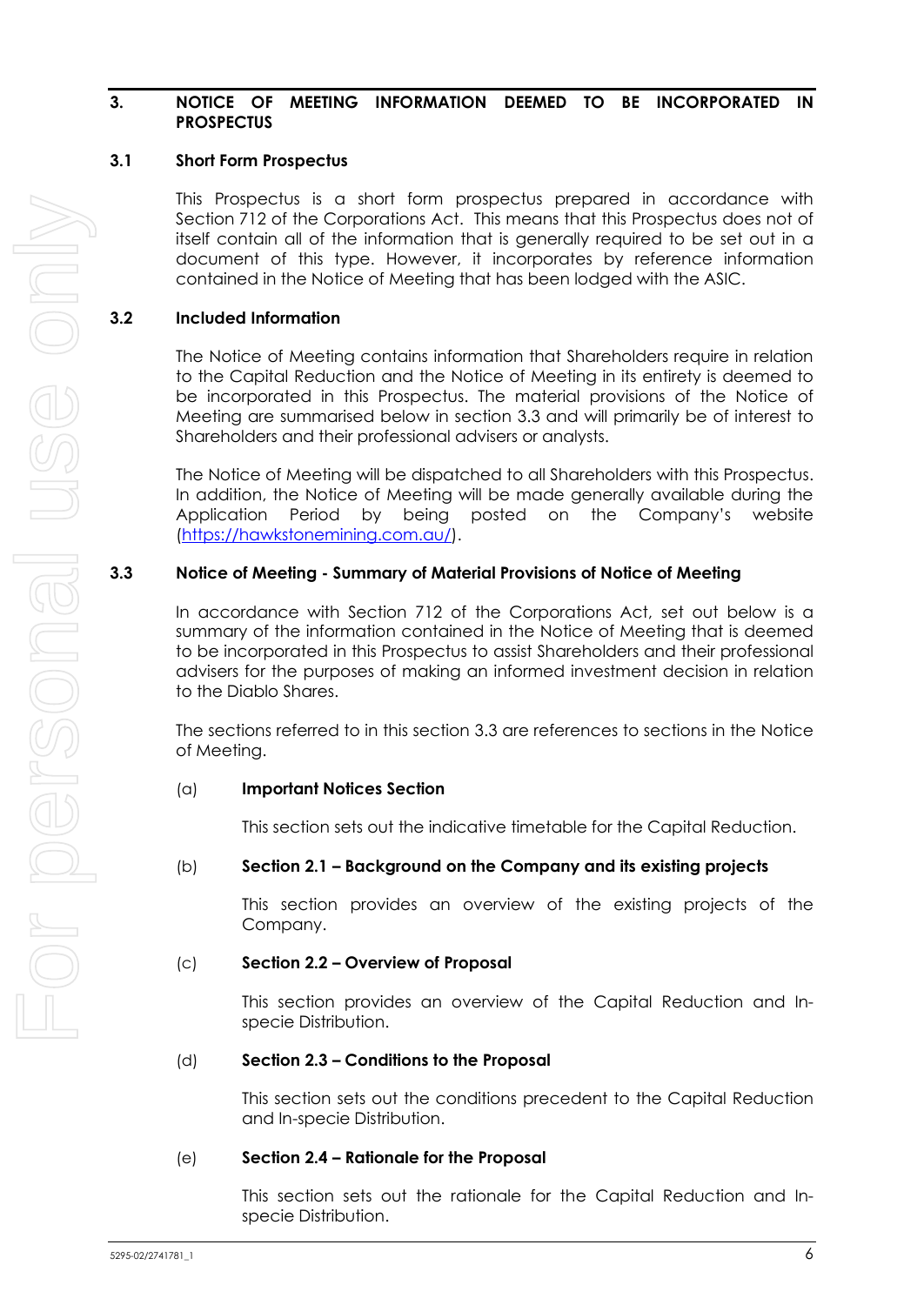## 3. NOTICE OF MEETING INFORMATION DEEMED TO BE INCORPORATED IN PROSPECTUS

### 3.1 Short Form Prospectus

This Prospectus is a short form prospectus prepared in accordance with Section 712 of the Corporations Act. This means that this Prospectus does not of itself contain all of the information that is generally required to be set out in a document of this type. However, it incorporates by reference information contained in the Notice of Meeting that has been lodged with the ASIC.

### 3.2 Included Information

The Notice of Meeting contains information that Shareholders require in relation to the Capital Reduction and the Notice of Meeting in its entirety is deemed to be incorporated in this Prospectus. The material provisions of the Notice of Meeting are summarised below in section 3.3 and will primarily be of interest to Shareholders and their professional advisers or analysts.

The Notice of Meeting will be dispatched to all Shareholders with this Prospectus. In addition, the Notice of Meeting will be made generally available during the Application Period by being posted on the Company's website (https://hawkstonemining.com.au/).

### 3.3 Notice of Meeting - Summary of Material Provisions of Notice of Meeting

In accordance with Section 712 of the Corporations Act, set out below is a summary of the information contained in the Notice of Meeting that is deemed to be incorporated in this Prospectus to assist Shareholders and their professional advisers for the purposes of making an informed investment decision in relation to the Diablo Shares.

The sections referred to in this section 3.3 are references to sections in the Notice of Meeting.

(a) **Important Notices Section**

This section sets out the indicative timetable for the Capital Reduction.

(b) **Section 2.1 – Background on the Company and its existing projects**

This section provides an overview of the existing projects of the Company.

(c) **Section 2.2 – Overview of Proposal**

This section provides an overview of the Capital Reduction and In-specie Distribution.

(d) **Section 2.3 – Conditions to the Proposal**

This section sets out the conditions precedent to the Capital Reduction and In-specie Distribution.

(e) **Section 2.4 – Rationale for the Proposal**

This section sets out the rationale for the Capital Reduction and In-specie Distribution.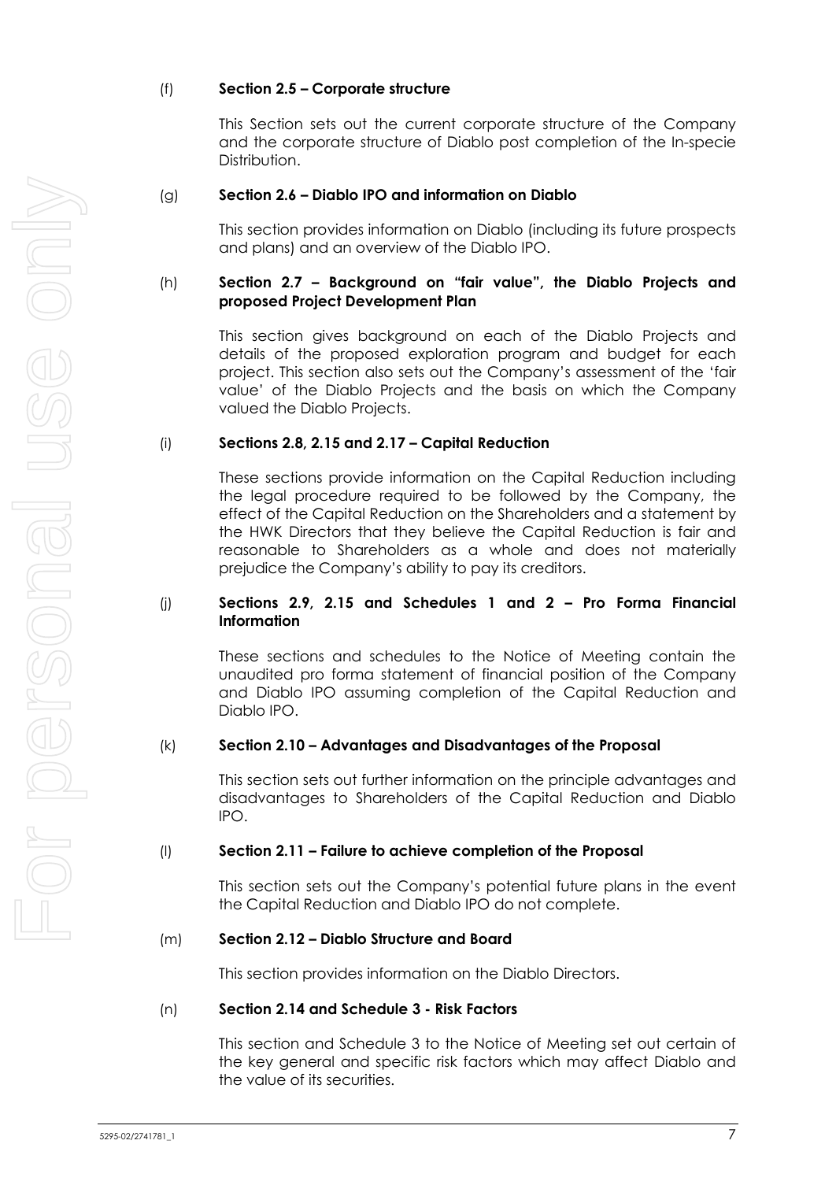(f) **Section 2.5 – Corporate structure**

This Section sets out the current corporate structure of the Company and the corporate structure of Diablo post completion of the In-specie Distribution.

(g) **Section 2.6 – Diablo IPO and information on Diablo**

This section provides information on Diablo (including its future prospects and plans) and an overview of the Diablo IPO.

(h) **Section 2.7 – Background on "fair value", the Diablo Projects and proposed Project Development Plan**

This section gives background on each of the Diablo Projects and details of the proposed exploration program and budget for each project. This section also sets out the Company's assessment of the 'fair value' of the Diablo Projects and the basis on which the Company valued the Diablo Projects.

(i) **Sections 2.8, 2.15 and 2.17 – Capital Reduction**

These sections provide information on the Capital Reduction including the legal procedure required to be followed by the Company, the effect of the Capital Reduction on the Shareholders and a statement by the HWK Directors that they believe the Capital Reduction is fair and reasonable to Shareholders as a whole and does not materially prejudice the Company's ability to pay its creditors.

(j) **Sections 2.9, 2.15 and Schedules 1 and 2 – Pro Forma Financial Information**

These sections and schedules to the Notice of Meeting contain the unaudited pro forma statement of financial position of the Company and Diablo IPO assuming completion of the Capital Reduction and Diablo IPO.

(k) **Section 2.10 – Advantages and Disadvantages of the Proposal**

This section sets out further information on the principle advantages and disadvantages to Shareholders of the Capital Reduction and Diablo IPO.

(l) **Section 2.11 – Failure to achieve completion of the Proposal**

This section sets out the Company's potential future plans in the event the Capital Reduction and Diablo IPO do not complete.

(m) **Section 2.12 – Diablo Structure and Board**

This section provides information on the Diablo Directors.

(n) **Section 2.14 and Schedule 3 - Risk Factors**

This section and Schedule 3 to the Notice of Meeting set out certain of the key general and specific risk factors which may affect Diablo and the value of its securities.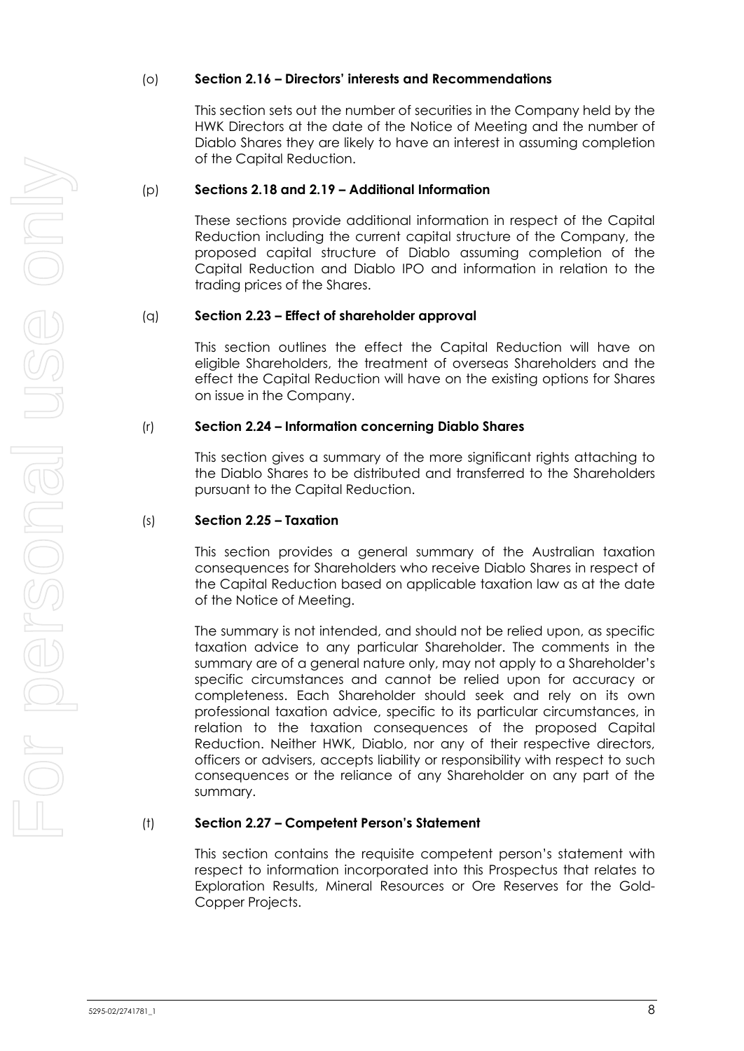(o) **Section 2.16 – Directors' interests and Recommendations**

This section sets out the number of securities in the Company held by the HWK Directors at the date of the Notice of Meeting and the number of Diablo Shares they are likely to have an interest in assuming completion of the Capital Reduction.

(p) **Sections 2.18 and 2.19 – Additional Information**

These sections provide additional information in respect of the Capital Reduction including the current capital structure of the Company, the proposed capital structure of Diablo assuming completion of the Capital Reduction and Diablo IPO and information in relation to the trading prices of the Shares.

(q) **Section 2.23 – Effect of shareholder approval**

This section outlines the effect the Capital Reduction will have on eligible Shareholders, the treatment of overseas Shareholders and the effect the Capital Reduction will have on the existing options for Shares on issue in the Company.

(r) **Section 2.24 – Information concerning Diablo Shares**

This section gives a summary of the more significant rights attaching to the Diablo Shares to be distributed and transferred to the Shareholders pursuant to the Capital Reduction.

(s) **Section 2.25 – Taxation**

This section provides a general summary of the Australian taxation consequences for Shareholders who receive Diablo Shares in respect of the Capital Reduction based on applicable taxation law as at the date of the Notice of Meeting.

The summary is not intended, and should not be relied upon, as specific taxation advice to any particular Shareholder. The comments in the summary are of a general nature only, may not apply to a Shareholder's specific circumstances and cannot be relied upon for accuracy or completeness. Each Shareholder should seek and rely on its own professional taxation advice, specific to its particular circumstances, in relation to the taxation consequences of the proposed Capital Reduction. Neither HWK, Diablo, nor any of their respective directors, officers or advisers, accepts liability or responsibility with respect to such consequences or the reliance of any Shareholder on any part of the summary.

(t) **Section 2.27 – Competent Person's Statement**

This section contains the requisite competent person's statement with respect to information incorporated into this Prospectus that relates to Exploration Results, Mineral Resources or Ore Reserves for the Gold-Copper Projects.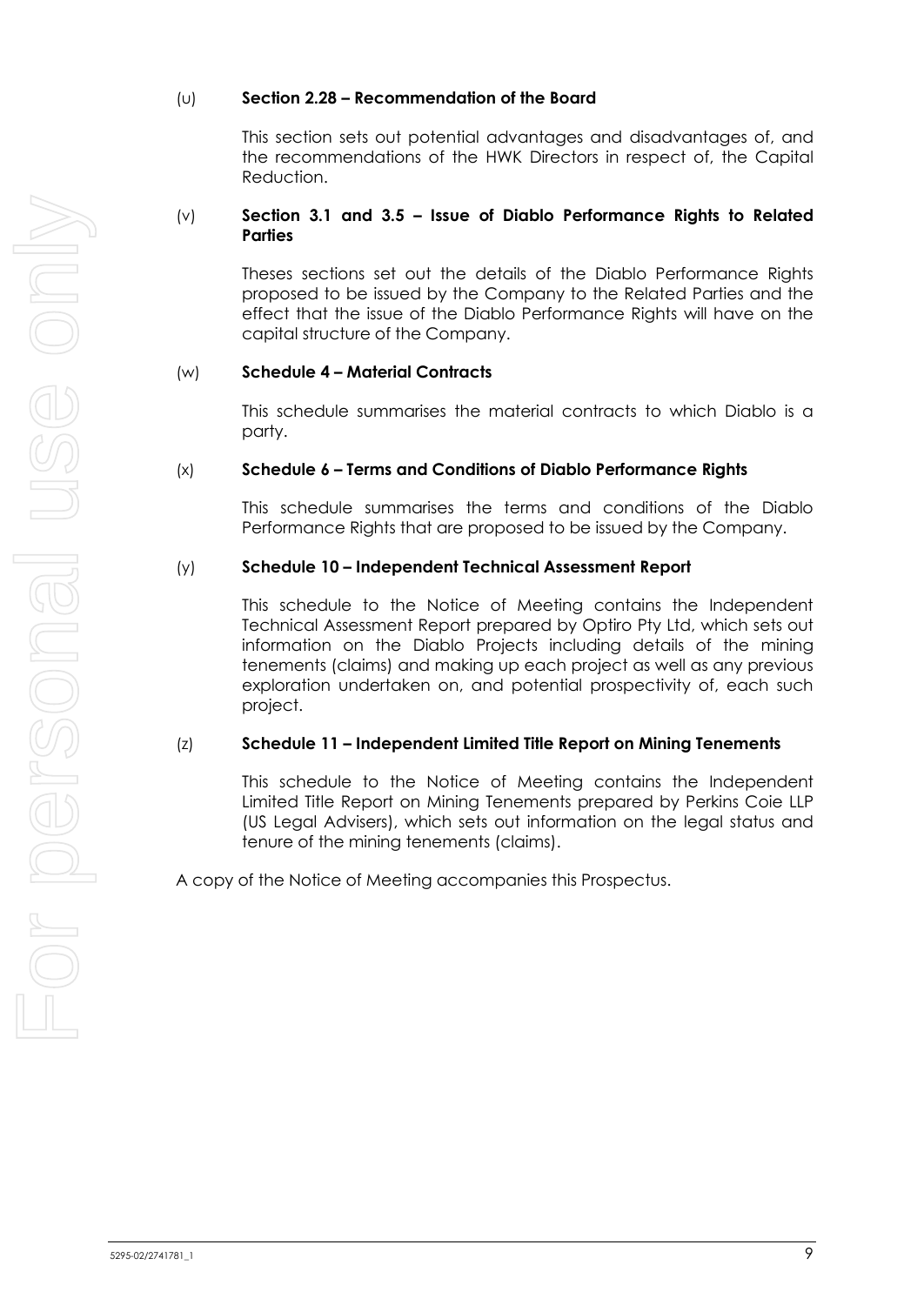(u) **Section 2.28 – Recommendation of the Board**

This section sets out potential advantages and disadvantages of, and the recommendations of the HWK Directors in respect of, the Capital Reduction.

(v) **Section 3.1 and 3.5 – Issue of Diablo Performance Rights to Related Parties**

Theses sections set out the details of the Diablo Performance Rights proposed to be issued by the Company to the Related Parties and the effect that the issue of the Diablo Performance Rights will have on the capital structure of the Company.

(w) **Schedule 4 – Material Contracts**

This schedule summarises the material contracts to which Diablo is a party.

(x) **Schedule 6 – Terms and Conditions of Diablo Performance Rights**

This schedule summarises the terms and conditions of the Diablo Performance Rights that are proposed to be issued by the Company.

(y) **Schedule 10 – Independent Technical Assessment Report**

This schedule to the Notice of Meeting contains the Independent Technical Assessment Report prepared by Optiro Pty Ltd, which sets out information on the Diablo Projects including details of the mining tenements (claims) and making up each project as well as any previous exploration undertaken on, and potential prospectivity of, each such project.

(z) **Schedule 11 – Independent Limited Title Report on Mining Tenements**

This schedule to the Notice of Meeting contains the Independent Limited Title Report on Mining Tenements prepared by Perkins Coie LLP (US Legal Advisers), which sets out information on the legal status and tenure of the mining tenements (claims).

A copy of the Notice of Meeting accompanies this Prospectus.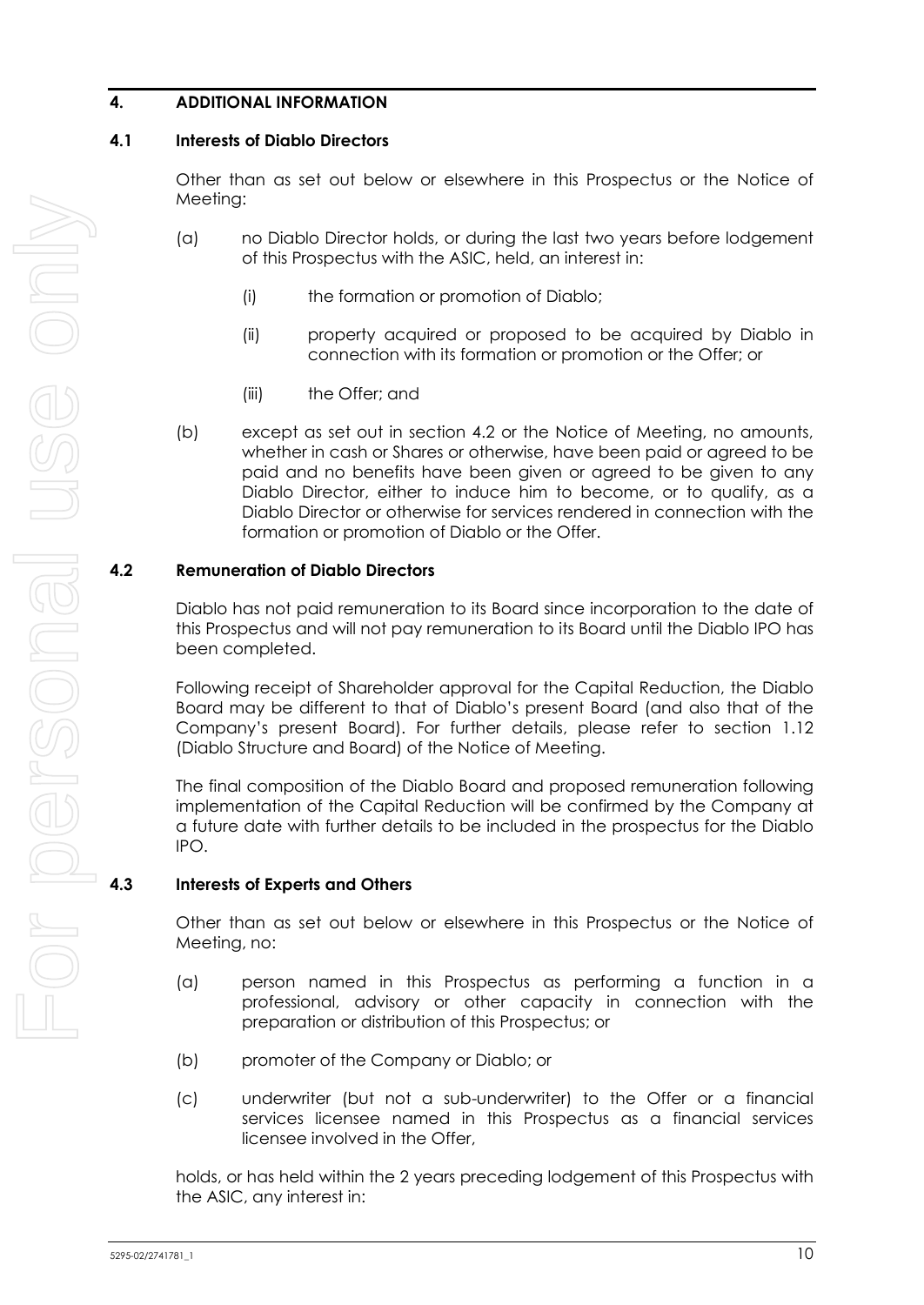# 4. ADDITIONAL INFORMATION

## 4.1 Interests of Diablo Directors

Other than as set out below or elsewhere in this Prospectus or the Notice of Meeting:

(a) no Diablo Director holds, or during the last two years before lodgement of this Prospectus with the ASIC, held, an interest in:

  (i) the formation or promotion of Diablo;

  (ii) property acquired or proposed to be acquired by Diablo in connection with its formation or promotion or the Offer; or

  (iii) the Offer; and

(b) except as set out in section 4.2 or the Notice of Meeting, no amounts, whether in cash or Shares or otherwise, have been paid or agreed to be paid and no benefits have been given or agreed to be given to any Diablo Director, either to induce him to become, or to qualify, as a Diablo Director or otherwise for services rendered in connection with the formation or promotion of Diablo or the Offer.

## 4.2 Remuneration of Diablo Directors

Diablo has not paid remuneration to its Board since incorporation to the date of this Prospectus and will not pay remuneration to its Board until the Diablo IPO has been completed.

Following receipt of Shareholder approval for the Capital Reduction, the Diablo Board may be different to that of Diablo's present Board (and also that of the Company's present Board). For further details, please refer to section 1.12 (Diablo Structure and Board) of the Notice of Meeting.

The final composition of the Diablo Board and proposed remuneration following implementation of the Capital Reduction will be confirmed by the Company at a future date with further details to be included in the prospectus for the Diablo IPO.

## 4.3 Interests of Experts and Others

Other than as set out below or elsewhere in this Prospectus or the Notice of Meeting, no:

(a) person named in this Prospectus as performing a function in a professional, advisory or other capacity in connection with the preparation or distribution of this Prospectus; or

(b) promoter of the Company or Diablo; or

(c) underwriter (but not a sub-underwriter) to the Offer or a financial services licensee named in this Prospectus as a financial services licensee involved in the Offer,

holds, or has held within the 2 years preceding lodgement of this Prospectus with the ASIC, any interest in: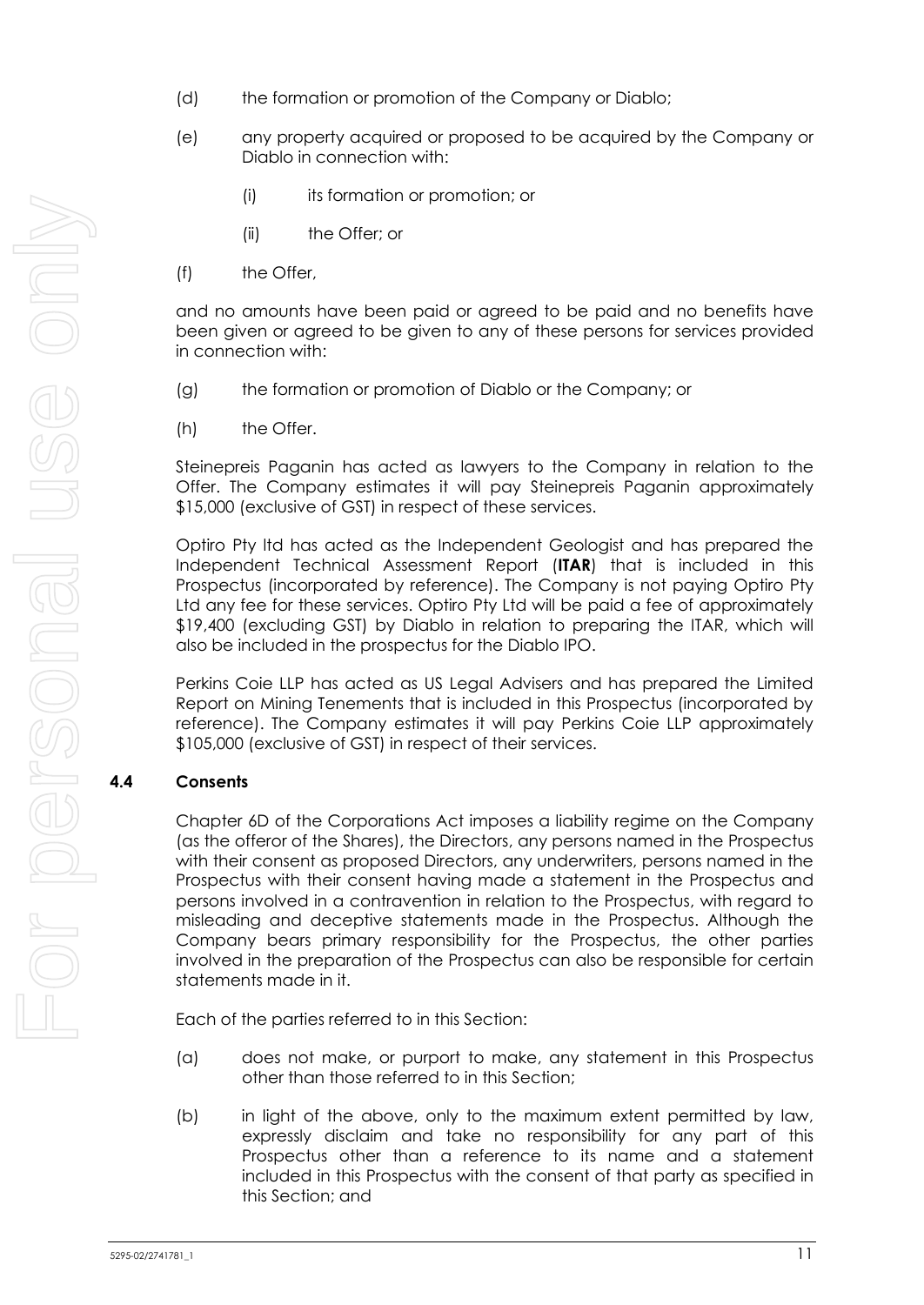(d) the formation or promotion of the Company or Diablo;

(e) any property acquired or proposed to be acquired by the Company or Diablo in connection with:

  (i) its formation or promotion; or

  (ii) the Offer; or

(f) the Offer,

and no amounts have been paid or agreed to be paid and no benefits have been given or agreed to be given to any of these persons for services provided in connection with:

(g) the formation or promotion of Diablo or the Company; or

(h) the Offer.

Steinepreis Paganin has acted as lawyers to the Company in relation to the Offer. The Company estimates it will pay Steinepreis Paganin approximately $15,000 (exclusive of GST) in respect of these services.

Optiro Pty ltd has acted as the Independent Geologist and has prepared the Independent Technical Assessment Report (**ITAR**) that is included in this Prospectus (incorporated by reference). The Company is not paying Optiro Pty Ltd any fee for these services. Optiro Pty Ltd will be paid a fee of approximately $19,400 (excluding GST) by Diablo in relation to preparing the ITAR, which will also be included in the prospectus for the Diablo IPO.

Perkins Coie LLP has acted as US Legal Advisers and has prepared the Limited Report on Mining Tenements that is included in this Prospectus (incorporated by reference). The Company estimates it will pay Perkins Coie LLP approximately $105,000 (exclusive of GST) in respect of their services.

## 4.4 Consents

Chapter 6D of the Corporations Act imposes a liability regime on the Company (as the offeror of the Shares), the Directors, any persons named in the Prospectus with their consent as proposed Directors, any underwriters, persons named in the Prospectus with their consent having made a statement in the Prospectus and persons involved in a contravention in relation to the Prospectus, with regard to misleading and deceptive statements made in the Prospectus. Although the Company bears primary responsibility for the Prospectus, the other parties involved in the preparation of the Prospectus can also be responsible for certain statements made in it.

Each of the parties referred to in this Section:

(a) does not make, or purport to make, any statement in this Prospectus other than those referred to in this Section;

(b) in light of the above, only to the maximum extent permitted by law, expressly disclaim and take no responsibility for any part of this Prospectus other than a reference to its name and a statement included in this Prospectus with the consent of that party as specified in this Section; and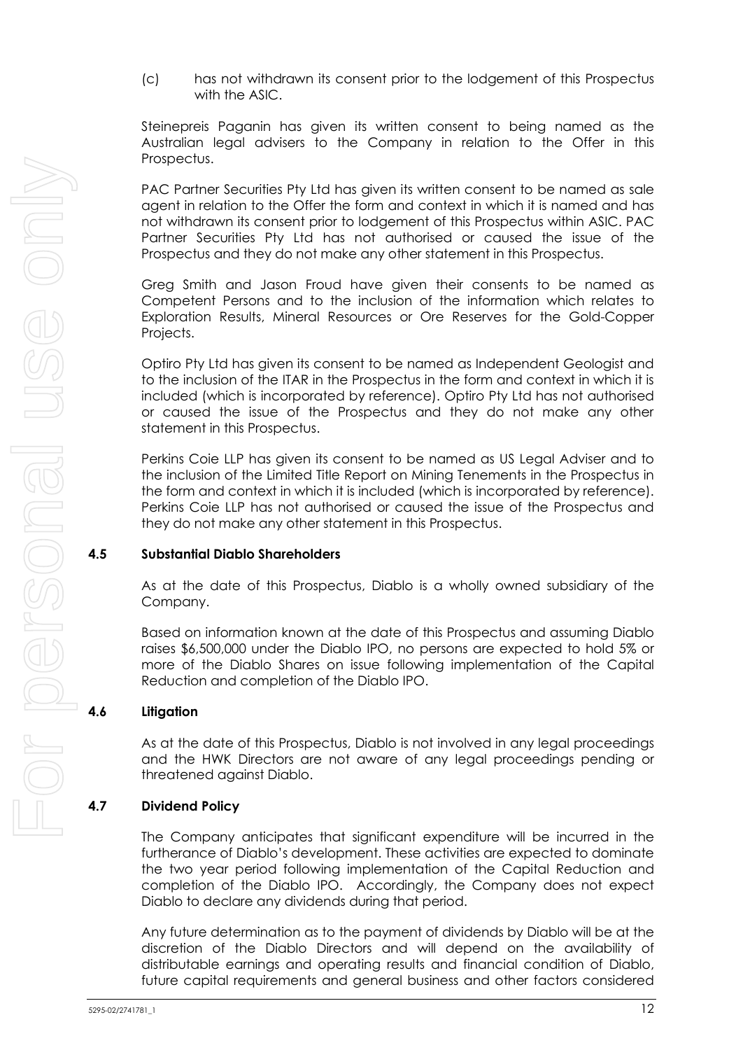(c) has not withdrawn its consent prior to the lodgement of this Prospectus with the ASIC.

Steinepreis Paganin has given its written consent to being named as the Australian legal advisers to the Company in relation to the Offer in this Prospectus.

PAC Partner Securities Pty Ltd has given its written consent to be named as sale agent in relation to the Offer the form and context in which it is named and has not withdrawn its consent prior to lodgement of this Prospectus within ASIC. PAC Partner Securities Pty Ltd has not authorised or caused the issue of the Prospectus and they do not make any other statement in this Prospectus.

Greg Smith and Jason Froud have given their consents to be named as Competent Persons and to the inclusion of the information which relates to Exploration Results, Mineral Resources or Ore Reserves for the Gold-Copper Projects.

Optiro Pty Ltd has given its consent to be named as Independent Geologist and to the inclusion of the ITAR in the Prospectus in the form and context in which it is included (which is incorporated by reference). Optiro Pty Ltd has not authorised or caused the issue of the Prospectus and they do not make any other statement in this Prospectus.

Perkins Coie LLP has given its consent to be named as US Legal Adviser and to the inclusion of the Limited Title Report on Mining Tenements in the Prospectus in the form and context in which it is included (which is incorporated by reference). Perkins Coie LLP has not authorised or caused the issue of the Prospectus and they do not make any other statement in this Prospectus.

## 4.5 Substantial Diablo Shareholders

As at the date of this Prospectus, Diablo is a wholly owned subsidiary of the Company.

Based on information known at the date of this Prospectus and assuming Diablo raises $6,500,000 under the Diablo IPO, no persons are expected to hold 5% or more of the Diablo Shares on issue following implementation of the Capital Reduction and completion of the Diablo IPO.

## 4.6 Litigation

As at the date of this Prospectus, Diablo is not involved in any legal proceedings and the HWK Directors are not aware of any legal proceedings pending or threatened against Diablo.

## 4.7 Dividend Policy

The Company anticipates that significant expenditure will be incurred in the furtherance of Diablo's development. These activities are expected to dominate the two year period following implementation of the Capital Reduction and completion of the Diablo IPO. Accordingly, the Company does not expect Diablo to declare any dividends during that period.

Any future determination as to the payment of dividends by Diablo will be at the discretion of the Diablo Directors and will depend on the availability of distributable earnings and operating results and financial condition of Diablo, future capital requirements and general business and other factors considered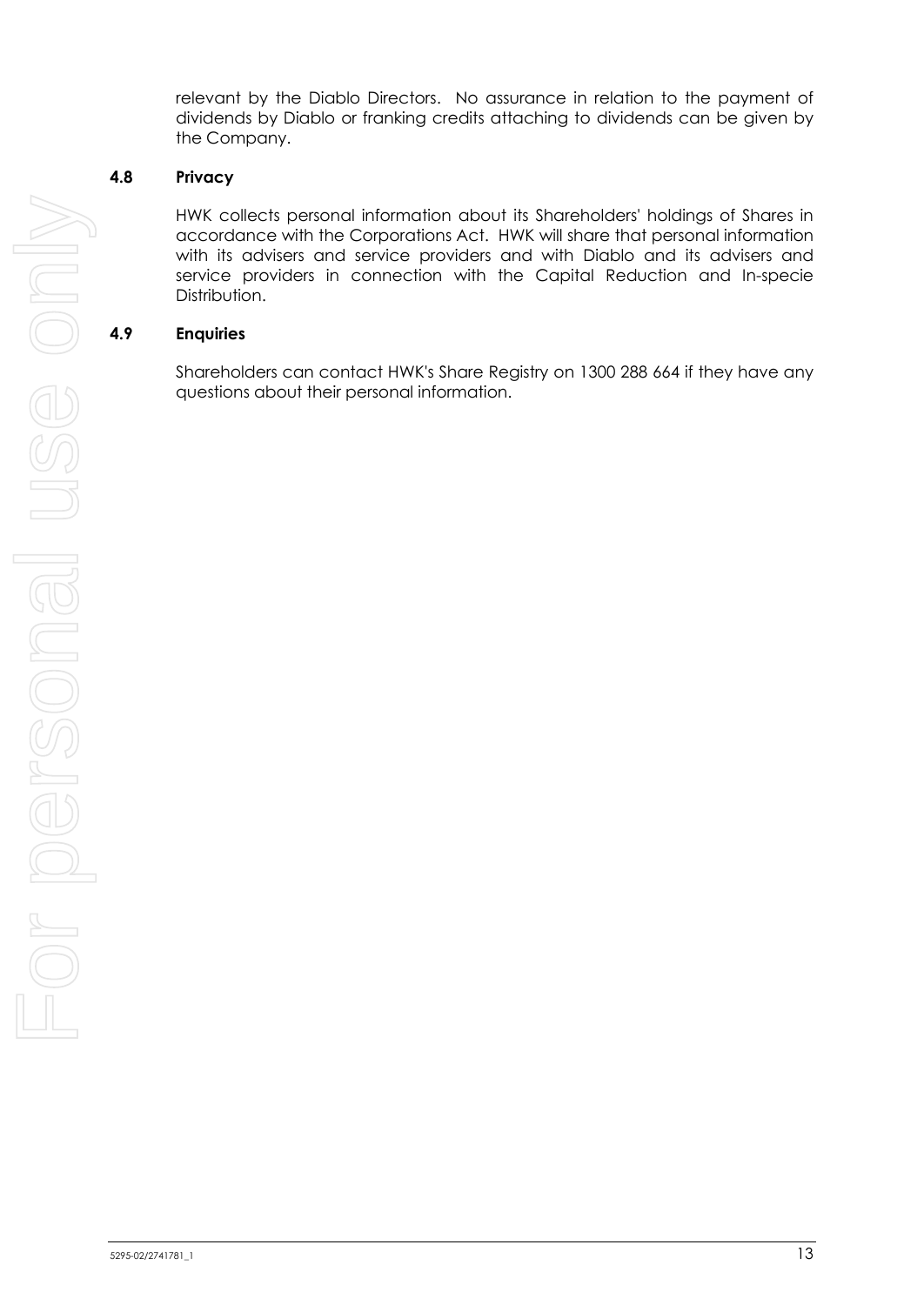relevant by the Diablo Directors. No assurance in relation to the payment of dividends by Diablo or franking credits attaching to dividends can be given by the Company.

### 4.8 Privacy

HWK collects personal information about its Shareholders' holdings of Shares in accordance with the Corporations Act. HWK will share that personal information with its advisers and service providers and with Diablo and its advisers and service providers in connection with the Capital Reduction and In-specie Distribution.

### 4.9 Enquiries

Shareholders can contact HWK's Share Registry on 1300 288 664 if they have any questions about their personal information.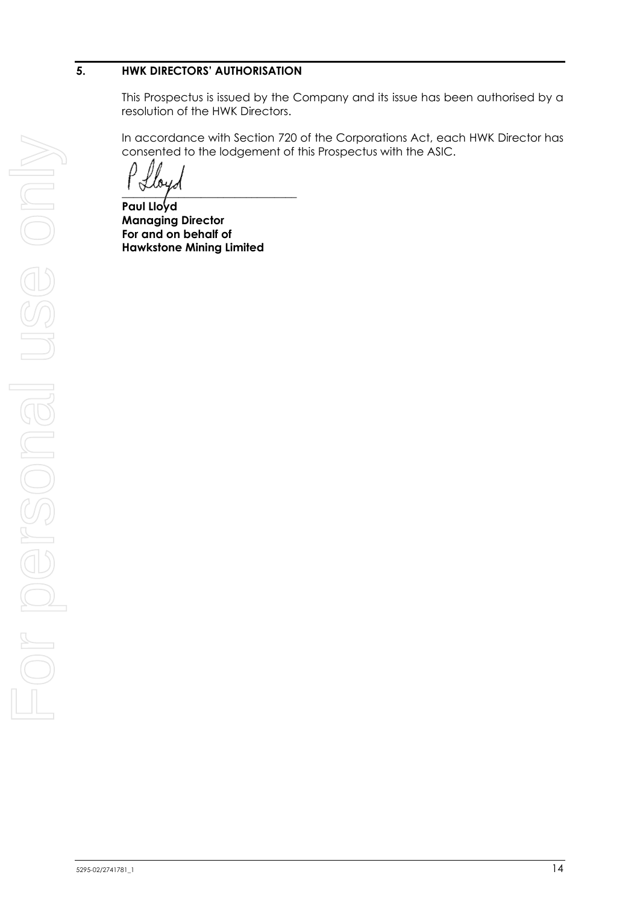## 5. HWK DIRECTORS' AUTHORISATION

This Prospectus is issued by the Company and its issue has been authorised by a resolution of the HWK Directors.

In accordance with Section 720 of the Corporations Act, each HWK Director has consented to the lodgement of this Prospectus with the ASIC.

P Lloyd

_______________________________

**Paul Lloyd**
**Managing Director**
**For and on behalf of**
**Hawkstone Mining Limited**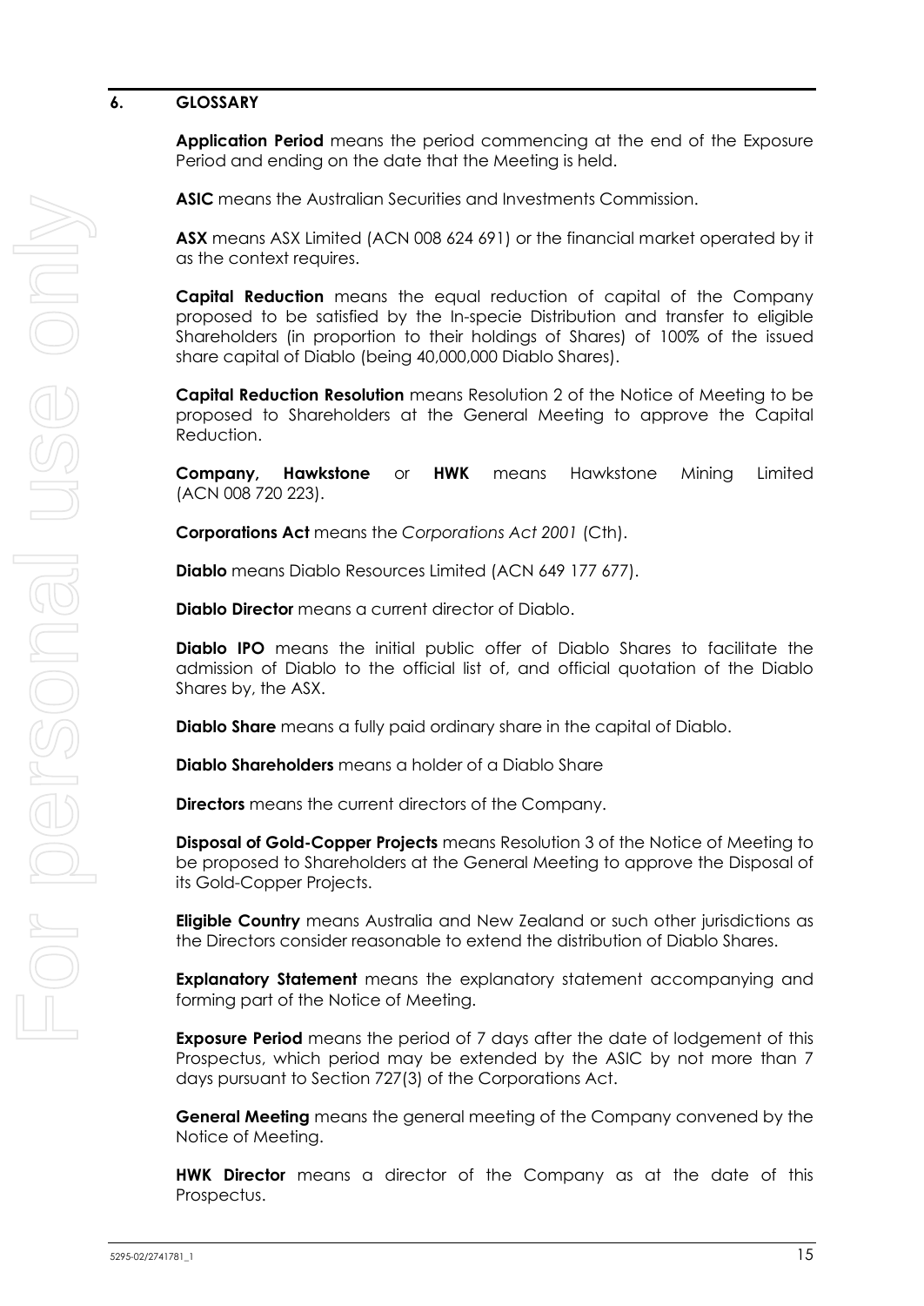## 6. GLOSSARY

**Application Period** means the period commencing at the end of the Exposure Period and ending on the date that the Meeting is held.

**ASIC** means the Australian Securities and Investments Commission.

**ASX** means ASX Limited (ACN 008 624 691) or the financial market operated by it as the context requires.

**Capital Reduction** means the equal reduction of capital of the Company proposed to be satisfied by the In-specie Distribution and transfer to eligible Shareholders (in proportion to their holdings of Shares) of 100% of the issued share capital of Diablo (being 40,000,000 Diablo Shares).

**Capital Reduction Resolution** means Resolution 2 of the Notice of Meeting to be proposed to Shareholders at the General Meeting to approve the Capital Reduction.

**Company, Hawkstone** or **HWK** means Hawkstone Mining Limited (ACN 008 720 223).

**Corporations Act** means the *Corporations Act 2001* (Cth).

**Diablo** means Diablo Resources Limited (ACN 649 177 677).

**Diablo Director** means a current director of Diablo.

**Diablo IPO** means the initial public offer of Diablo Shares to facilitate the admission of Diablo to the official list of, and official quotation of the Diablo Shares by, the ASX.

**Diablo Share** means a fully paid ordinary share in the capital of Diablo.

**Diablo Shareholders** means a holder of a Diablo Share

**Directors** means the current directors of the Company.

**Disposal of Gold-Copper Projects** means Resolution 3 of the Notice of Meeting to be proposed to Shareholders at the General Meeting to approve the Disposal of its Gold-Copper Projects.

**Eligible Country** means Australia and New Zealand or such other jurisdictions as the Directors consider reasonable to extend the distribution of Diablo Shares.

**Explanatory Statement** means the explanatory statement accompanying and forming part of the Notice of Meeting.

**Exposure Period** means the period of 7 days after the date of lodgement of this Prospectus, which period may be extended by the ASIC by not more than 7 days pursuant to Section 727(3) of the Corporations Act.

**General Meeting** means the general meeting of the Company convened by the Notice of Meeting.

**HWK Director** means a director of the Company as at the date of this Prospectus.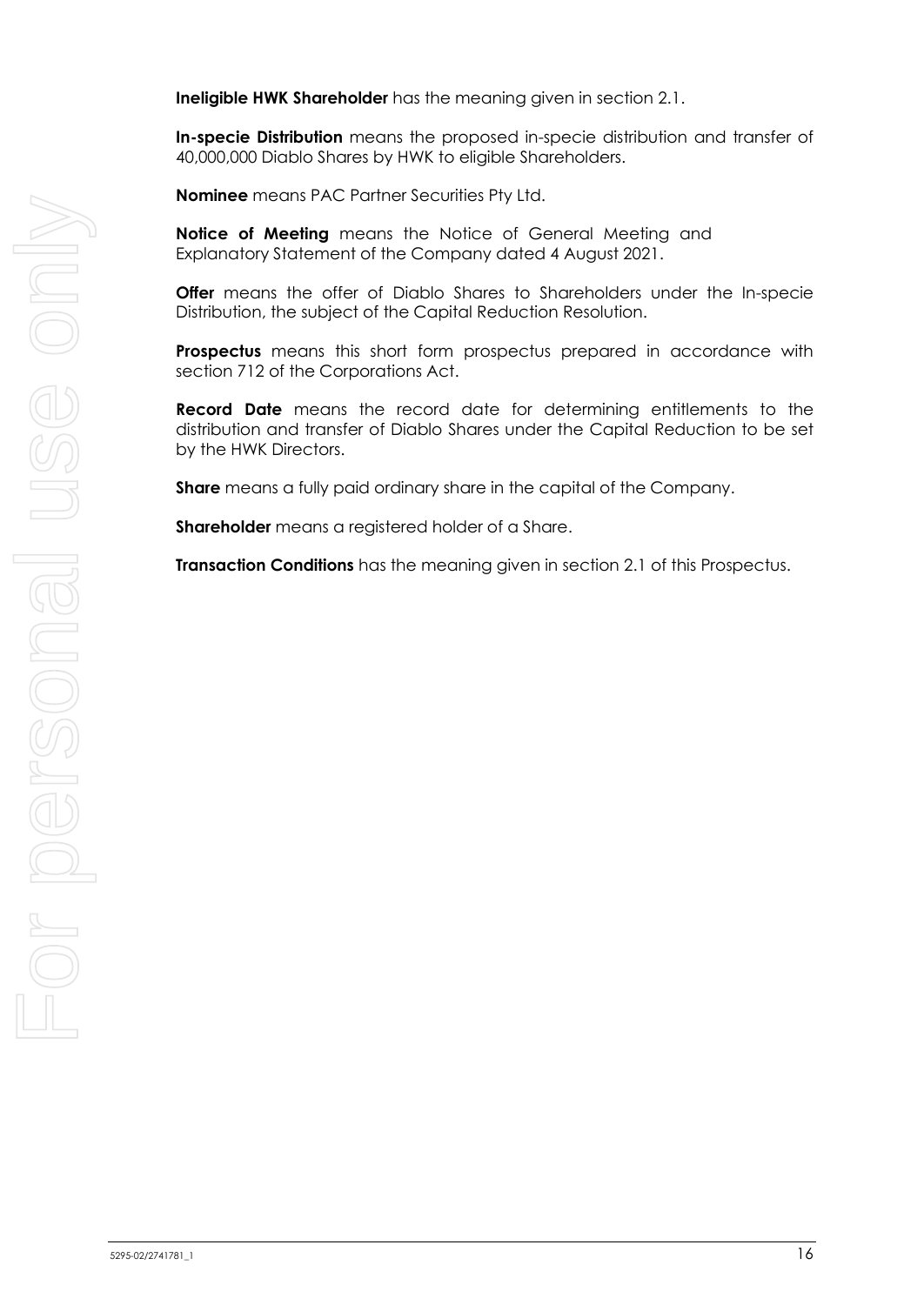**Ineligible HWK Shareholder** has the meaning given in section 2.1.

**In-specie Distribution** means the proposed in-specie distribution and transfer of 40,000,000 Diablo Shares by HWK to eligible Shareholders.

**Nominee** means PAC Partner Securities Pty Ltd.

**Notice of Meeting** means the Notice of General Meeting and Explanatory Statement of the Company dated 4 August 2021.

**Offer** means the offer of Diablo Shares to Shareholders under the In-specie Distribution, the subject of the Capital Reduction Resolution.

**Prospectus** means this short form prospectus prepared in accordance with section 712 of the Corporations Act.

**Record Date** means the record date for determining entitlements to the distribution and transfer of Diablo Shares under the Capital Reduction to be set by the HWK Directors.

**Share** means a fully paid ordinary share in the capital of the Company.

**Shareholder** means a registered holder of a Share.

**Transaction Conditions** has the meaning given in section 2.1 of this Prospectus.